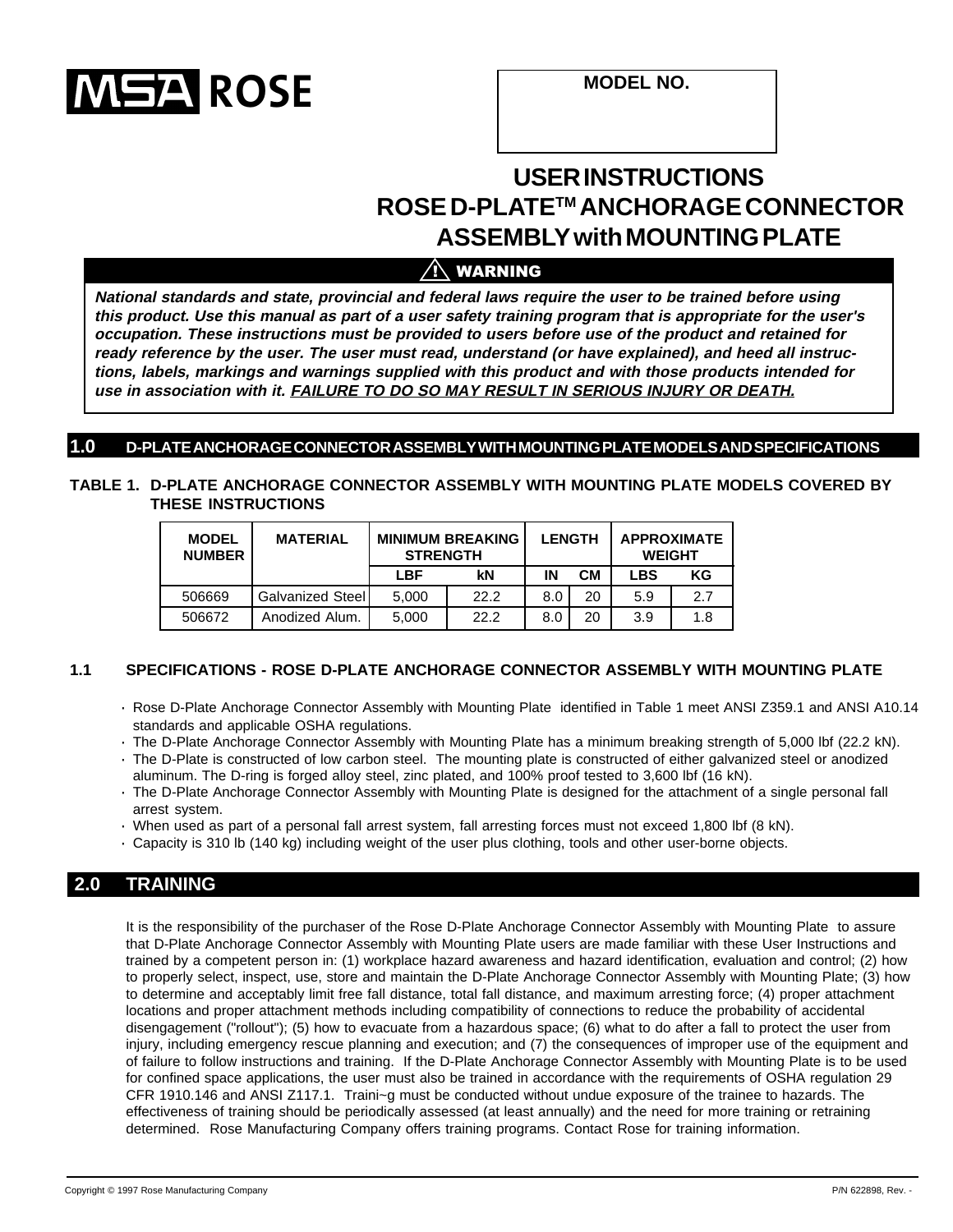MSA ROSE

| MODEL NO. |
|---|
| |

# USER INSTRUCTIONS
# ROSE D-PLATE™ ANCHORAGE CONNECTOR ASSEMBLY with MOUNTING PLATE

**⚠ WARNING**

***National standards and state, provincial and federal laws require the user to be trained before using this product. Use this manual as part of a user safety training program that is appropriate for the user's occupation. These instructions must be provided to users before use of the product and retained for ready reference by the user. The user must read, understand (or have explained), and heed all instructions, labels, markings and warnings supplied with this product and with those products intended for use in association with it. FAILURE TO DO SO MAY RESULT IN SERIOUS INJURY OR DEATH.***

## 1.0 D-PLATE ANCHORAGE CONNECTOR ASSEMBLY WITH MOUNTING PLATE MODELS AND SPECIFICATIONS

**TABLE 1. D-PLATE ANCHORAGE CONNECTOR ASSEMBLY WITH MOUNTING PLATE MODELS COVERED BY THESE INSTRUCTIONS**

| MODEL NUMBER | MATERIAL | MINIMUM BREAKING STRENGTH | | LENGTH | | APPROXIMATE WEIGHT | |
|---|---|---|---|---|---|---|---|
| | | LBF | kN | IN | CM | LBS | KG |
| 506669 | Galvanized Steel | 5,000 | 22.2 | 8.0 | 20 | 5.9 | 2.7 |
| 506672 | Anodized Alum. | 5,000 | 22.2 | 8.0 | 20 | 3.9 | 1.8 |

### 1.1 SPECIFICATIONS - ROSE D-PLATE ANCHORAGE CONNECTOR ASSEMBLY WITH MOUNTING PLATE

- Rose D-Plate Anchorage Connector Assembly with Mounting Plate identified in Table 1 meet ANSI Z359.1 and ANSI A10.14 standards and applicable OSHA regulations.
- The D-Plate Anchorage Connector Assembly with Mounting Plate has a minimum breaking strength of 5,000 lbf (22.2 kN).
- The D-Plate is constructed of low carbon steel. The mounting plate is constructed of either galvanized steel or anodized aluminum. The D-ring is forged alloy steel, zinc plated, and 100% proof tested to 3,600 lbf (16 kN).
- The D-Plate Anchorage Connector Assembly with Mounting Plate is designed for the attachment of a single personal fall arrest system.
- When used as part of a personal fall arrest system, fall arresting forces must not exceed 1,800 lbf (8 kN).
- Capacity is 310 lb (140 kg) including weight of the user plus clothing, tools and other user-borne objects.

## 2.0 TRAINING

It is the responsibility of the purchaser of the Rose D-Plate Anchorage Connector Assembly with Mounting Plate to assure that D-Plate Anchorage Connector Assembly with Mounting Plate users are made familiar with these User Instructions and trained by a competent person in: (1) workplace hazard awareness and hazard identification, evaluation and control; (2) how to properly select, inspect, use, store and maintain the D-Plate Anchorage Connector Assembly with Mounting Plate; (3) how to determine and acceptably limit free fall distance, total fall distance, and maximum arresting force; (4) proper attachment locations and proper attachment methods including compatibility of connections to reduce the probability of accidental disengagement ("rollout"); (5) how to evacuate from a hazardous space; (6) what to do after a fall to protect the user from injury, including emergency rescue planning and execution; and (7) the consequences of improper use of the equipment and of failure to follow instructions and training. If the D-Plate Anchorage Connector Assembly with Mounting Plate is to be used for confined space applications, the user must also be trained in accordance with the requirements of OSHA regulation 29 CFR 1910.146 and ANSI Z117.1. Traini~g must be conducted without undue exposure of the trainee to hazards. The effectiveness of training should be periodically assessed (at least annually) and the need for more training or retraining determined. Rose Manufacturing Company offers training programs. Contact Rose for training information.

Copyright © 1997 Rose Manufacturing Company

P/N 622898, Rev. -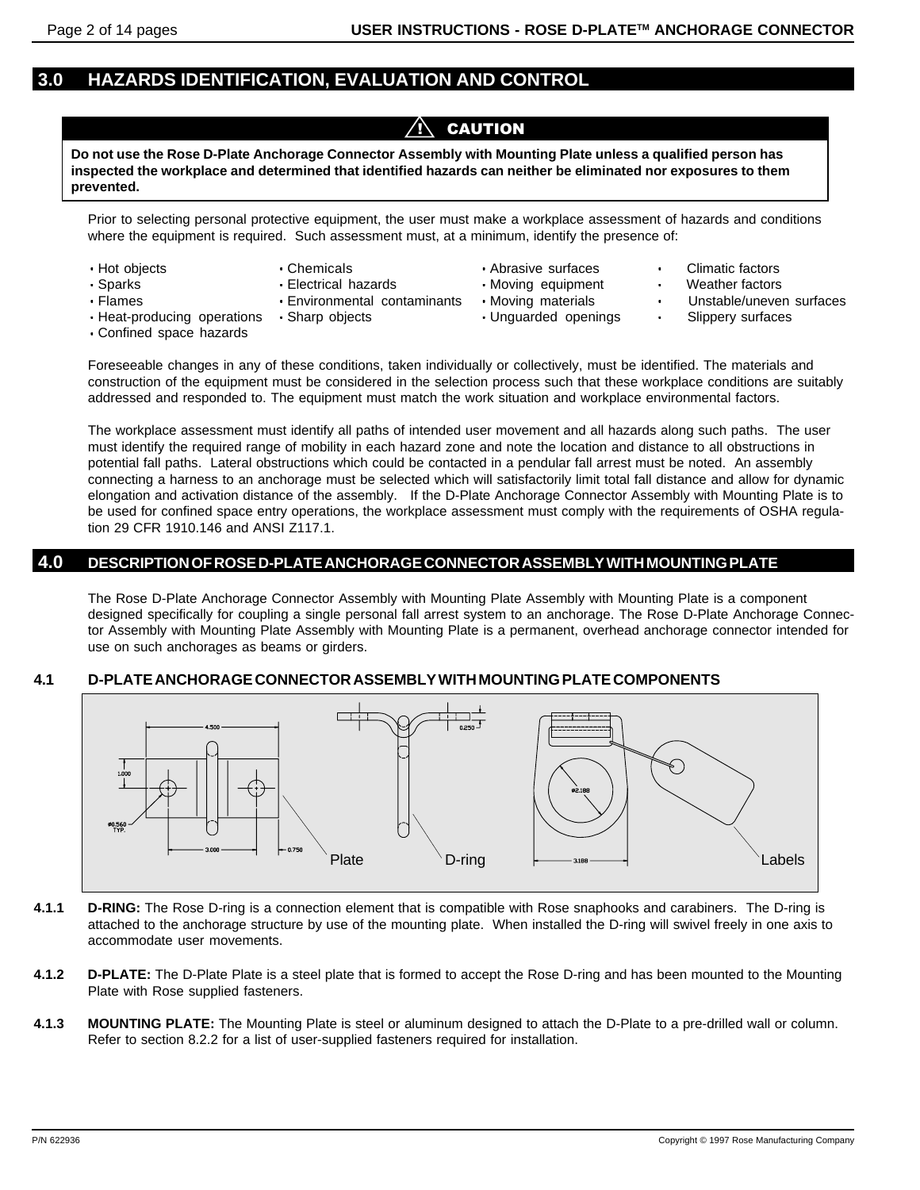## 3.0 HAZARDS IDENTIFICATION, EVALUATION AND CONTROL

**⚠ CAUTION**

**Do not use the Rose D-Plate Anchorage Connector Assembly with Mounting Plate unless a qualified person has inspected the workplace and determined that identified hazards can neither be eliminated nor exposures to them prevented.**

Prior to selecting personal protective equipment, the user must make a workplace assessment of hazards and conditions where the equipment is required. Such assessment must, at a minimum, identify the presence of:

- Hot objects
- Sparks
- Flames
- Heat-producing operations
- Confined space hazards
- Chemicals
- Electrical hazards
- Environmental contaminants
- Sharp objects
- Abrasive surfaces
- Moving equipment
- Moving materials
- Unguarded openings
- Climatic factors
- Weather factors
- Unstable/uneven surfaces
- Slippery surfaces

Foreseeable changes in any of these conditions, taken individually or collectively, must be identified. The materials and construction of the equipment must be considered in the selection process such that these workplace conditions are suitably addressed and responded to. The equipment must match the work situation and workplace environmental factors.

The workplace assessment must identify all paths of intended user movement and all hazards along such paths. The user must identify the required range of mobility in each hazard zone and note the location and distance to all obstructions in potential fall paths. Lateral obstructions which could be contacted in a pendular fall arrest must be noted. An assembly connecting a harness to an anchorage must be selected which will satisfactorily limit total fall distance and allow for dynamic elongation and activation distance of the assembly. If the D-Plate Anchorage Connector Assembly with Mounting Plate is to be used for confined space entry operations, the workplace assessment must comply with the requirements of OSHA regulation 29 CFR 1910.146 and ANSI Z117.1.

## 4.0 DESCRIPTION OF ROSE D-PLATE ANCHORAGE CONNECTOR ASSEMBLY WITH MOUNTING PLATE

The Rose D-Plate Anchorage Connector Assembly with Mounting Plate Assembly with Mounting Plate is a component designed specifically for coupling a single personal fall arrest system to an anchorage. The Rose D-Plate Anchorage Connector Assembly with Mounting Plate Assembly with Mounting Plate is a permanent, overhead anchorage connector intended for use on such anchorages as beams or girders.

### 4.1 D-PLATE ANCHORAGE CONNECTOR ASSEMBLY WITH MOUNTING PLATE COMPONENTS

4.500 1.000 ø0.560 TYP. 3.000 0.750 0.250 ø2.188 3.188

Plate D-ring Labels

**4.1.1 D-RING:** The Rose D-ring is a connection element that is compatible with Rose snaphooks and carabiners. The D-ring is attached to the anchorage structure by use of the mounting plate. When installed the D-ring will swivel freely in one axis to accommodate user movements.

**4.1.2 D-PLATE:** The D-Plate Plate is a steel plate that is formed to accept the Rose D-ring and has been mounted to the Mounting Plate with Rose supplied fasteners.

**4.1.3 MOUNTING PLATE:** The Mounting Plate is steel or aluminum designed to attach the D-Plate to a pre-drilled wall or column. Refer to section 8.2.2 for a list of user-supplied fasteners required for installation.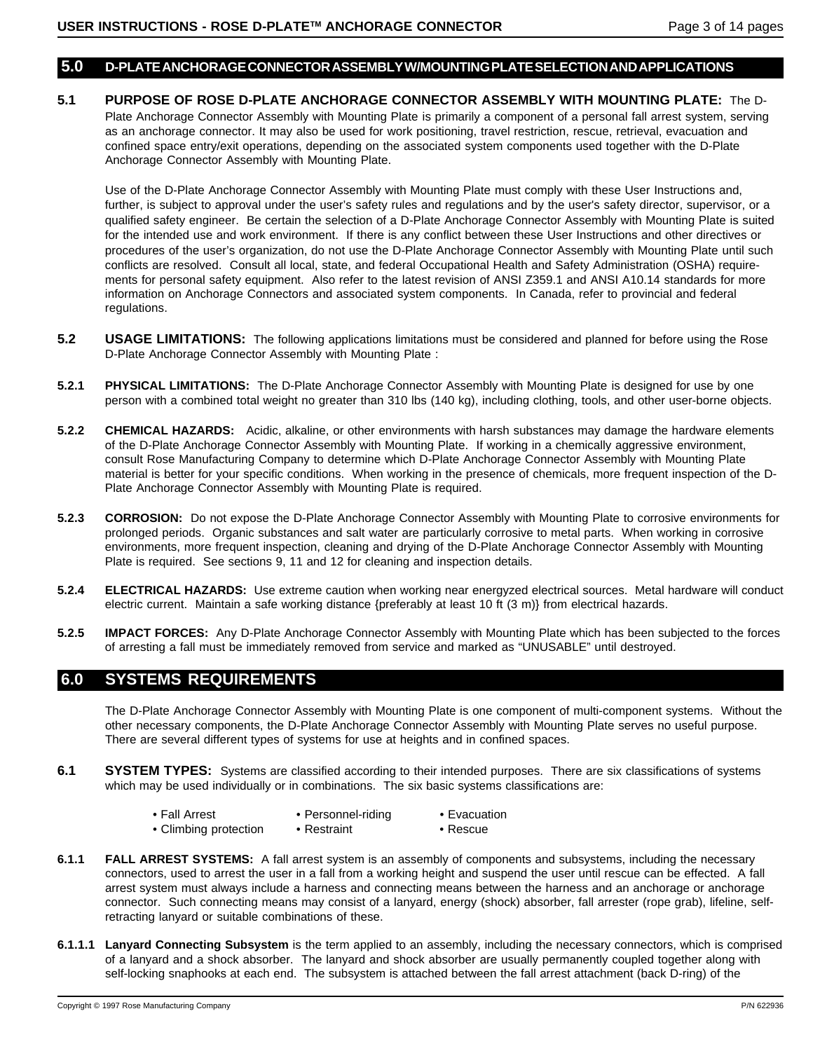## 5.0 D-PLATE ANCHORAGE CONNECTOR ASSEMBLY W/MOUNTING PLATE SELECTION AND APPLICATIONS

**5.1 PURPOSE OF ROSE D-PLATE ANCHORAGE CONNECTOR ASSEMBLY WITH MOUNTING PLATE:** The D-Plate Anchorage Connector Assembly with Mounting Plate is primarily a component of a personal fall arrest system, serving as an anchorage connector. It may also be used for work positioning, travel restriction, rescue, retrieval, evacuation and confined space entry/exit operations, depending on the associated system components used together with the D-Plate Anchorage Connector Assembly with Mounting Plate.

Use of the D-Plate Anchorage Connector Assembly with Mounting Plate must comply with these User Instructions and, further, is subject to approval under the user's safety rules and regulations and by the user's safety director, supervisor, or a qualified safety engineer. Be certain the selection of a D-Plate Anchorage Connector Assembly with Mounting Plate is suited for the intended use and work environment. If there is any conflict between these User Instructions and other directives or procedures of the user's organization, do not use the D-Plate Anchorage Connector Assembly with Mounting Plate until such conflicts are resolved. Consult all local, state, and federal Occupational Health and Safety Administration (OSHA) requirements for personal safety equipment. Also refer to the latest revision of ANSI Z359.1 and ANSI A10.14 standards for more information on Anchorage Connectors and associated system components. In Canada, refer to provincial and federal regulations.

**5.2 USAGE LIMITATIONS:** The following applications limitations must be considered and planned for before using the Rose D-Plate Anchorage Connector Assembly with Mounting Plate :

**5.2.1 PHYSICAL LIMITATIONS:** The D-Plate Anchorage Connector Assembly with Mounting Plate is designed for use by one person with a combined total weight no greater than 310 lbs (140 kg), including clothing, tools, and other user-borne objects.

**5.2.2 CHEMICAL HAZARDS:** Acidic, alkaline, or other environments with harsh substances may damage the hardware elements of the D-Plate Anchorage Connector Assembly with Mounting Plate. If working in a chemically aggressive environment, consult Rose Manufacturing Company to determine which D-Plate Anchorage Connector Assembly with Mounting Plate material is better for your specific conditions. When working in the presence of chemicals, more frequent inspection of the D-Plate Anchorage Connector Assembly with Mounting Plate is required.

**5.2.3 CORROSION:** Do not expose the D-Plate Anchorage Connector Assembly with Mounting Plate to corrosive environments for prolonged periods. Organic substances and salt water are particularly corrosive to metal parts. When working in corrosive environments, more frequent inspection, cleaning and drying of the D-Plate Anchorage Connector Assembly with Mounting Plate is required. See sections 9, 11 and 12 for cleaning and inspection details.

**5.2.4 ELECTRICAL HAZARDS:** Use extreme caution when working near energyzed electrical sources. Metal hardware will conduct electric current. Maintain a safe working distance {preferably at least 10 ft (3 m)} from electrical hazards.

**5.2.5 IMPACT FORCES:** Any D-Plate Anchorage Connector Assembly with Mounting Plate which has been subjected to the forces of arresting a fall must be immediately removed from service and marked as "UNUSABLE" until destroyed.

## 6.0 SYSTEMS REQUIREMENTS

The D-Plate Anchorage Connector Assembly with Mounting Plate is one component of multi-component systems. Without the other necessary components, the D-Plate Anchorage Connector Assembly with Mounting Plate serves no useful purpose. There are several different types of systems for use at heights and in confined spaces.

**6.1 SYSTEM TYPES:** Systems are classified according to their intended purposes. There are six classifications of systems which may be used individually or in combinations. The six basic systems classifications are:

- Fall Arrest
- Personnel-riding
- Evacuation
- Climbing protection
- Restraint
- Rescue

**6.1.1 FALL ARREST SYSTEMS:** A fall arrest system is an assembly of components and subsystems, including the necessary connectors, used to arrest the user in a fall from a working height and suspend the user until rescue can be effected. A fall arrest system must always include a harness and connecting means between the harness and an anchorage or anchorage connector. Such connecting means may consist of a lanyard, energy (shock) absorber, fall arrester (rope grab), lifeline, self-retracting lanyard or suitable combinations of these.

**6.1.1.1 Lanyard Connecting Subsystem** is the term applied to an assembly, including the necessary connectors, which is comprised of a lanyard and a shock absorber. The lanyard and shock absorber are usually permanently coupled together along with self-locking snaphooks at each end. The subsystem is attached between the fall arrest attachment (back D-ring) of the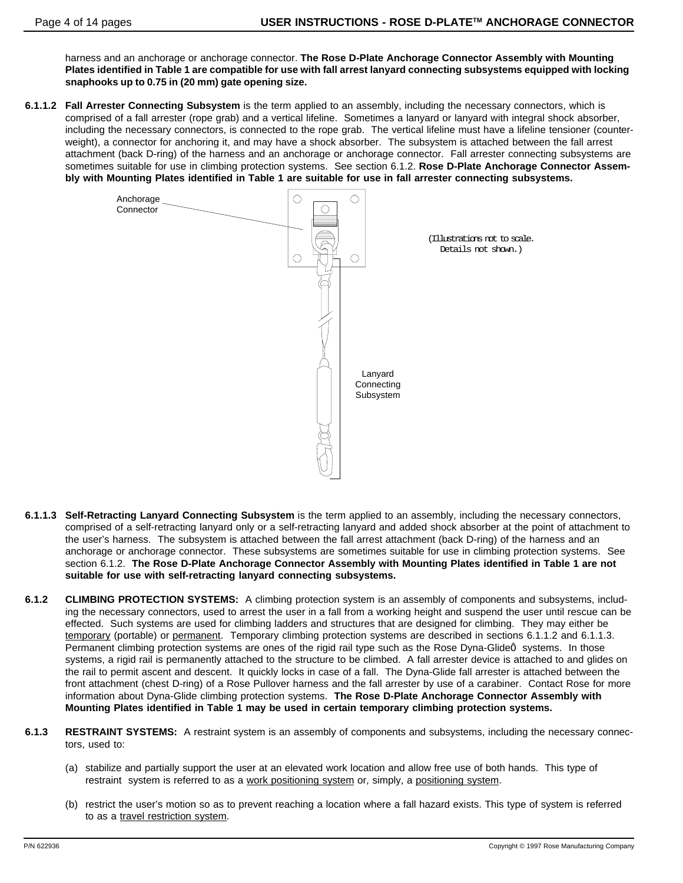harness and an anchorage or anchorage connector. **The Rose D-Plate Anchorage Connector Assembly with Mounting Plates identified in Table 1 are compatible for use with fall arrest lanyard connecting subsystems equipped with locking snaphooks up to 0.75 in (20 mm) gate opening size.**

**6.1.1.2 Fall Arrester Connecting Subsystem** is the term applied to an assembly, including the necessary connectors, which is comprised of a fall arrester (rope grab) and a vertical lifeline. Sometimes a lanyard or lanyard with integral shock absorber, including the necessary connectors, is connected to the rope grab. The vertical lifeline must have a lifeline tensioner (counter-weight), a connector for anchoring it, and may have a shock absorber. The subsystem is attached between the fall arrest attachment (back D-ring) of the harness and an anchorage or anchorage connector. Fall arrester connecting subsystems are sometimes suitable for use in climbing protection systems. See section 6.1.2. **Rose D-Plate Anchorage Connector Assembly with Mounting Plates identified in Table 1 are suitable for use in fall arrester connecting subsystems.**

Anchorage Connector

Lanyard Connecting Subsystem

(Illustrations not to scale. Details not shown.)

**6.1.1.3 Self-Retracting Lanyard Connecting Subsystem** is the term applied to an assembly, including the necessary connectors, comprised of a self-retracting lanyard only or a self-retracting lanyard and added shock absorber at the point of attachment to the user's harness. The subsystem is attached between the fall arrest attachment (back D-ring) of the harness and an anchorage or anchorage connector. These subsystems are sometimes suitable for use in climbing protection systems. See section 6.1.2. **The Rose D-Plate Anchorage Connector Assembly with Mounting Plates identified in Table 1 are not suitable for use with self-retracting lanyard connecting subsystems.**

**6.1.2 CLIMBING PROTECTION SYSTEMS:** A climbing protection system is an assembly of components and subsystems, including the necessary connectors, used to arrest the user in a fall from a working height and suspend the user until rescue can be effected. Such systems are used for climbing ladders and structures that are designed for climbing. They may either be temporary (portable) or permanent. Temporary climbing protection systems are described in sections 6.1.1.2 and 6.1.1.3. Permanent climbing protection systems are ones of the rigid rail type such as the Rose Dyna-Glide® systems. In those systems, a rigid rail is permanently attached to the structure to be climbed. A fall arrester device is attached to and glides on the rail to permit ascent and descent. It quickly locks in case of a fall. The Dyna-Glide fall arrester is attached between the front attachment (chest D-ring) of a Rose Pullover harness and the fall arrester by use of a carabiner. Contact Rose for more information about Dyna-Glide climbing protection systems. **The Rose D-Plate Anchorage Connector Assembly with Mounting Plates identified in Table 1 may be used in certain temporary climbing protection systems.**

**6.1.3 RESTRAINT SYSTEMS:** A restraint system is an assembly of components and subsystems, including the necessary connectors, used to:

(a) stabilize and partially support the user at an elevated work location and allow free use of both hands. This type of restraint system is referred to as a work positioning system or, simply, a positioning system.

(b) restrict the user's motion so as to prevent reaching a location where a fall hazard exists. This type of system is referred to as a travel restriction system.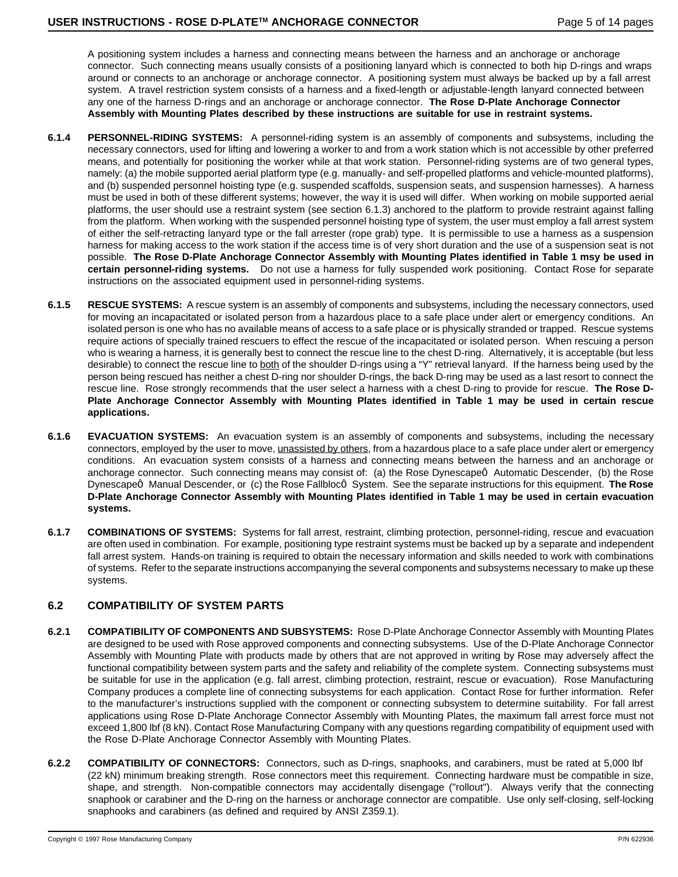A positioning system includes a harness and connecting means between the harness and an anchorage or anchorage connector. Such connecting means usually consists of a positioning lanyard which is connected to both hip D-rings and wraps around or connects to an anchorage or anchorage connector. A positioning system must always be backed up by a fall arrest system. A travel restriction system consists of a harness and a fixed-length or adjustable-length lanyard connected between any one of the harness D-rings and an anchorage or anchorage connector. **The Rose D-Plate Anchorage Connector Assembly with Mounting Plates described by these instructions are suitable for use in restraint systems.**

**6.1.4 PERSONNEL-RIDING SYSTEMS:** A personnel-riding system is an assembly of components and subsystems, including the necessary connectors, used for lifting and lowering a worker to and from a work station which is not accessible by other preferred means, and potentially for positioning the worker while at that work station. Personnel-riding systems are of two general types, namely: (a) the mobile supported aerial platform type (e.g. manually- and self-propelled platforms and vehicle-mounted platforms), and (b) suspended personnel hoisting type (e.g. suspended scaffolds, suspension seats, and suspension harnesses). A harness must be used in both of these different systems; however, the way it is used will differ. When working on mobile supported aerial platforms, the user should use a restraint system (see section 6.1.3) anchored to the platform to provide restraint against falling from the platform. When working with the suspended personnel hoisting type of system, the user must employ a fall arrest system of either the self-retracting lanyard type or the fall arrester (rope grab) type. It is permissible to use a harness as a suspension harness for making access to the work station if the access time is of very short duration and the use of a suspension seat is not possible. **The Rose D-Plate Anchorage Connector Assembly with Mounting Plates identified in Table 1 msy be used in certain personnel-riding systems.** Do not use a harness for fully suspended work positioning. Contact Rose for separate instructions on the associated equipment used in personnel-riding systems.

**6.1.5 RESCUE SYSTEMS:** A rescue system is an assembly of components and subsystems, including the necessary connectors, used for moving an incapacitated or isolated person from a hazardous place to a safe place under alert or emergency conditions. An isolated person is one who has no available means of access to a safe place or is physically stranded or trapped. Rescue systems require actions of specially trained rescuers to effect the rescue of the incapacitated or isolated person. When rescuing a person who is wearing a harness, it is generally best to connect the rescue line to the chest D-ring. Alternatively, it is acceptable (but less desirable) to connect the rescue line to both of the shoulder D-rings using a "Y" retrieval lanyard. If the harness being used by the person being rescued has neither a chest D-ring nor shoulder D-rings, the back D-ring may be used as a last resort to connect the rescue line. Rose strongly recommends that the user select a harness with a chest D-ring to provide for rescue. **The Rose D-Plate Anchorage Connector Assembly with Mounting Plates identified in Table 1 may be used in certain rescue applications.**

**6.1.6 EVACUATION SYSTEMS:** An evacuation system is an assembly of components and subsystems, including the necessary connectors, employed by the user to move, unassisted by others, from a hazardous place to a safe place under alert or emergency conditions. An evacuation system consists of a harness and connecting means between the harness and an anchorage or anchorage connector. Such connecting means may consist of: (a) the Rose Dynescapeô Automatic Descender, (b) the Rose Dynescapeô Manual Descender, or (c) the Rose Fallblocô System. See the separate instructions for this equipment. **The Rose D-Plate Anchorage Connector Assembly with Mounting Plates identified in Table 1 may be used in certain evacuation systems.**

**6.1.7 COMBINATIONS OF SYSTEMS:** Systems for fall arrest, restraint, climbing protection, personnel-riding, rescue and evacuation are often used in combination. For example, positioning type restraint systems must be backed up by a separate and independent fall arrest system. Hands-on training is required to obtain the necessary information and skills needed to work with combinations of systems. Refer to the separate instructions accompanying the several components and subsystems necessary to make up these systems.

## 6.2 COMPATIBILITY OF SYSTEM PARTS

**6.2.1 COMPATIBILITY OF COMPONENTS AND SUBSYSTEMS:** Rose D-Plate Anchorage Connector Assembly with Mounting Plates are designed to be used with Rose approved components and connecting subsystems. Use of the D-Plate Anchorage Connector Assembly with Mounting Plate with products made by others that are not approved in writing by Rose may adversely affect the functional compatibility between system parts and the safety and reliability of the complete system. Connecting subsystems must be suitable for use in the application (e.g. fall arrest, climbing protection, restraint, rescue or evacuation). Rose Manufacturing Company produces a complete line of connecting subsystems for each application. Contact Rose for further information. Refer to the manufacturer's instructions supplied with the component or connecting subsystem to determine suitability. For fall arrest applications using Rose D-Plate Anchorage Connector Assembly with Mounting Plates, the maximum fall arrest force must not exceed 1,800 lbf (8 kN). Contact Rose Manufacturing Company with any questions regarding compatibility of equipment used with the Rose D-Plate Anchorage Connector Assembly with Mounting Plates.

**6.2.2 COMPATIBILITY OF CONNECTORS:** Connectors, such as D-rings, snaphooks, and carabiners, must be rated at 5,000 lbf (22 kN) minimum breaking strength. Rose connectors meet this requirement. Connecting hardware must be compatible in size, shape, and strength. Non-compatible connectors may accidentally disengage ("rollout"). Always verify that the connecting snaphook or carabiner and the D-ring on the harness or anchorage connector are compatible. Use only self-closing, self-locking snaphooks and carabiners (as defined and required by ANSI Z359.1).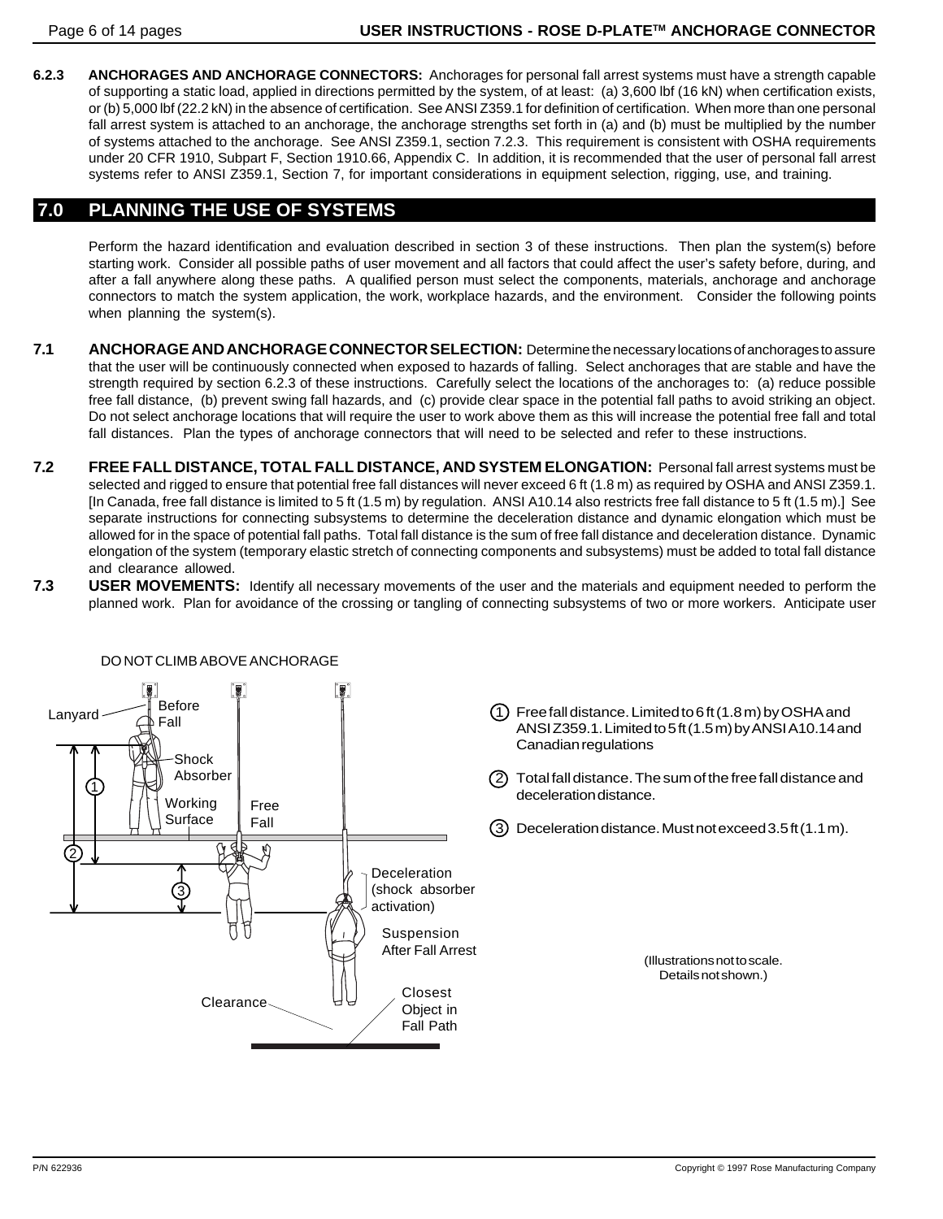**6.2.3 ANCHORAGES AND ANCHORAGE CONNECTORS:** Anchorages for personal fall arrest systems must have a strength capable of supporting a static load, applied in directions permitted by the system, of at least: (a) 3,600 lbf (16 kN) when certification exists, or (b) 5,000 lbf (22.2 kN) in the absence of certification. See ANSI Z359.1 for definition of certification. When more than one personal fall arrest system is attached to an anchorage, the anchorage strengths set forth in (a) and (b) must be multiplied by the number of systems attached to the anchorage. See ANSI Z359.1, section 7.2.3. This requirement is consistent with OSHA requirements under 20 CFR 1910, Subpart F, Section 1910.66, Appendix C. In addition, it is recommended that the user of personal fall arrest systems refer to ANSI Z359.1, Section 7, for important considerations in equipment selection, rigging, use, and training.

## 7.0 PLANNING THE USE OF SYSTEMS

Perform the hazard identification and evaluation described in section 3 of these instructions. Then plan the system(s) before starting work. Consider all possible paths of user movement and all factors that could affect the user's safety before, during, and after a fall anywhere along these paths. A qualified person must select the components, materials, anchorage and anchorage connectors to match the system application, the work, workplace hazards, and the environment. Consider the following points when planning the system(s).

**7.1 ANCHORAGE AND ANCHORAGE CONNECTOR SELECTION:** Determine the necessary locations of anchorages to assure that the user will be continuously connected when exposed to hazards of falling. Select anchorages that are stable and have the strength required by section 6.2.3 of these instructions. Carefully select the locations of the anchorages to: (a) reduce possible free fall distance, (b) prevent swing fall hazards, and (c) provide clear space in the potential fall paths to avoid striking an object. Do not select anchorage locations that will require the user to work above them as this will increase the potential free fall and total fall distances. Plan the types of anchorage connectors that will need to be selected and refer to these instructions.

**7.2 FREE FALL DISTANCE, TOTAL FALL DISTANCE, AND SYSTEM ELONGATION:** Personal fall arrest systems must be selected and rigged to ensure that potential free fall distances will never exceed 6 ft (1.8 m) as required by OSHA and ANSI Z359.1. [In Canada, free fall distance is limited to 5 ft (1.5 m) by regulation. ANSI A10.14 also restricts free fall distance to 5 ft (1.5 m).] See separate instructions for connecting subsystems to determine the deceleration distance and dynamic elongation which must be allowed for in the space of potential fall paths. Total fall distance is the sum of free fall distance and deceleration distance. Dynamic elongation of the system (temporary elastic stretch of connecting components and subsystems) must be added to total fall distance and clearance allowed.

**7.3 USER MOVEMENTS:** Identify all necessary movements of the user and the materials and equipment needed to perform the planned work. Plan for avoidance of the crossing or tangling of connecting subsystems of two or more workers. Anticipate user

DO NOT CLIMB ABOVE ANCHORAGE

Lanyard — Before Fall — Shock Absorber — Working Surface — Free Fall — Deceleration (shock absorber activation) — Suspension After Fall Arrest — Clearance — Closest Object in Fall Path

1. Free fall distance. Limited to 6 ft (1.8 m) by OSHA and ANSI Z359.1. Limited to 5 ft (1.5 m) by ANSI A10.14 and Canadian regulations
2. Total fall distance. The sum of the free fall distance and deceleration distance.
3. Deceleration distance. Must not exceed 3.5 ft (1.1 m).

(Illustrations not to scale. Details not shown.)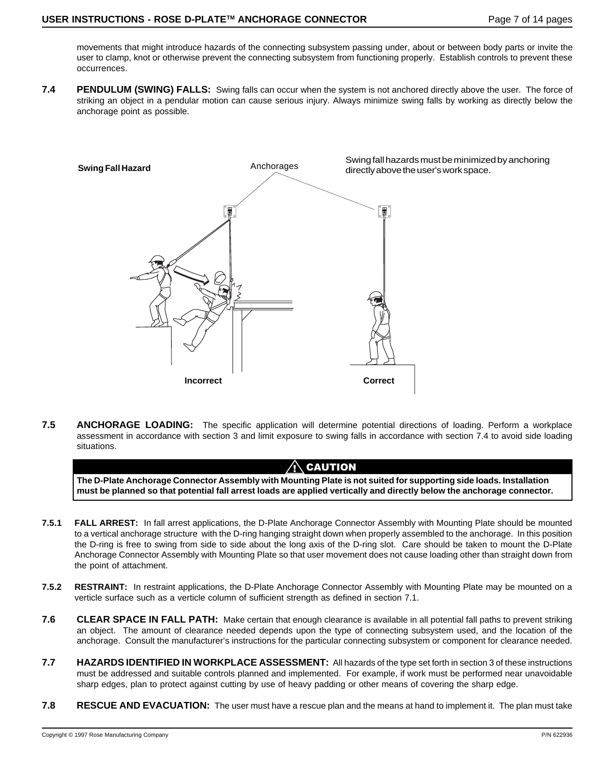movements that might introduce hazards of the connecting subsystem passing under, about or between body parts or invite the user to clamp, knot or otherwise prevent the connecting subsystem from functioning properly. Establish controls to prevent these occurrences.

**7.4 PENDULUM (SWING) FALLS:** Swing falls can occur when the system is not anchored directly above the user. The force of striking an object in a pendular motion can cause serious injury. Always minimize swing falls by working as directly below the anchorage point as possible.

**Swing Fall Hazard**

Anchorages

Swing fall hazards must be minimized by anchoring directly above the user's work space.

**Incorrect** **Correct**

**7.5 ANCHORAGE LOADING:** The specific application will determine potential directions of loading. Perform a workplace assessment in accordance with section 3 and limit exposure to swing falls in accordance with section 7.4 to avoid side loading situations.

> **⚠ CAUTION**
>
> **The D-Plate Anchorage Connector Assembly with Mounting Plate is not suited for supporting side loads. Installation must be planned so that potential fall arrest loads are applied vertically and directly below the anchorage connector.**

**7.5.1 FALL ARREST:** In fall arrest applications, the D-Plate Anchorage Connector Assembly with Mounting Plate should be mounted to a vertical anchorage structure with the D-ring hanging straight down when properly assembled to the anchorage. In this position the D-ring is free to swing from side to side about the long axis of the D-ring slot. Care should be taken to mount the D-Plate Anchorage Connector Assembly with Mounting Plate so that user movement does not cause loading other than straight down from the point of attachment.

**7.5.2 RESTRAINT:** In restraint applications, the D-Plate Anchorage Connector Assembly with Mounting Plate may be mounted on a verticle surface such as a verticle column of sufficient strength as defined in section 7.1.

**7.6 CLEAR SPACE IN FALL PATH:** Make certain that enough clearance is available in all potential fall paths to prevent striking an object. The amount of clearance needed depends upon the type of connecting subsystem used, and the location of the anchorage. Consult the manufacturer's instructions for the particular connecting subsystem or component for clearance needed.

**7.7 HAZARDS IDENTIFIED IN WORKPLACE ASSESSMENT:** All hazards of the type set forth in section 3 of these instructions must be addressed and suitable controls planned and implemented. For example, if work must be performed near unavoidable sharp edges, plan to protect against cutting by use of heavy padding or other means of covering the sharp edge.

**7.8 RESCUE AND EVACUATION:** The user must have a rescue plan and the means at hand to implement it. The plan must take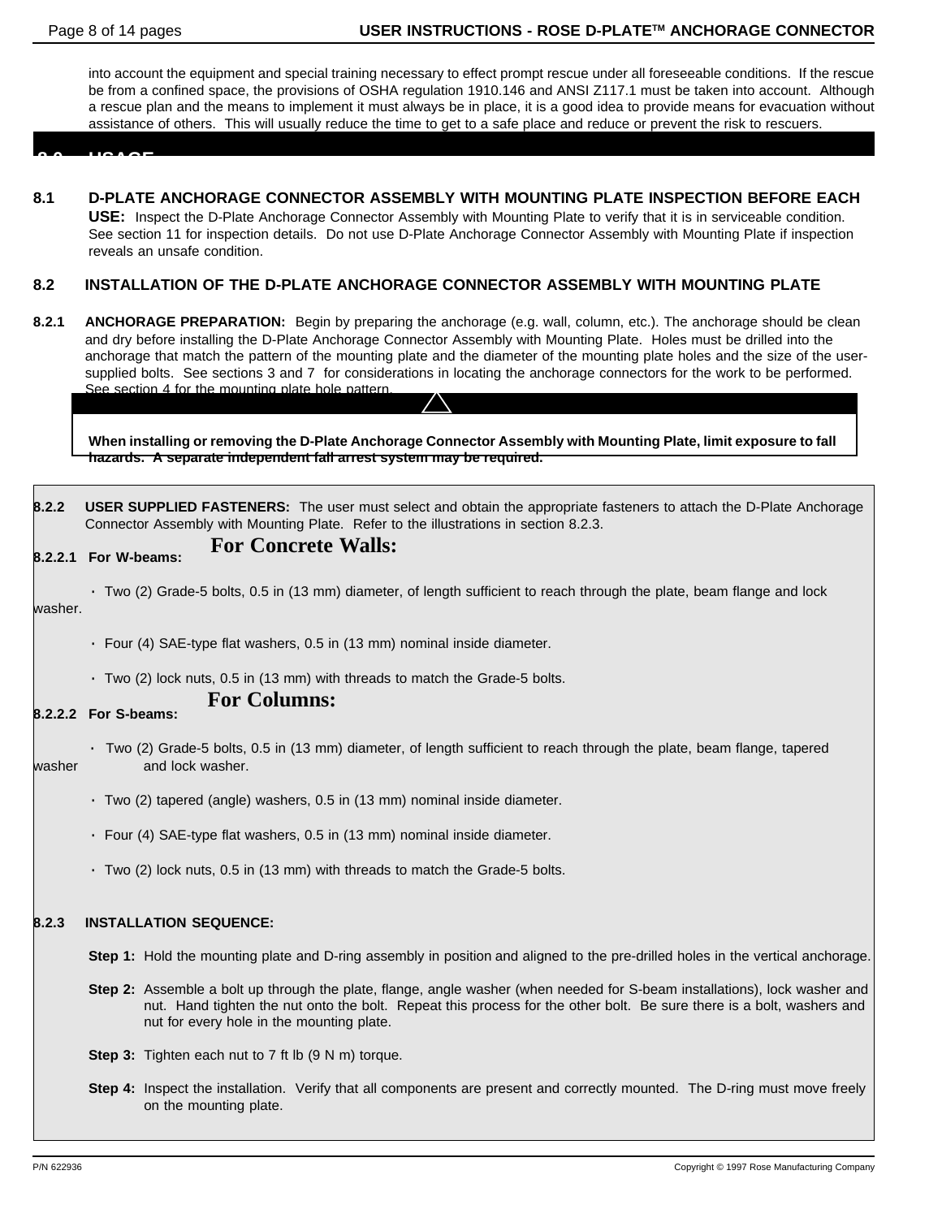into account the equipment and special training necessary to effect prompt rescue under all foreseeable conditions. If the rescue be from a confined space, the provisions of OSHA regulation 1910.146 and ANSI Z117.1 must be taken into account. Although a rescue plan and the means to implement it must always be in place, it is a good idea to provide means for evacuation without assistance of others. This will usually reduce the time to get to a safe place and reduce or prevent the risk to rescuers.

## 8.0 USAGE

**8.1 D-PLATE ANCHORAGE CONNECTOR ASSEMBLY WITH MOUNTING PLATE INSPECTION BEFORE EACH USE:** Inspect the D-Plate Anchorage Connector Assembly with Mounting Plate to verify that it is in serviceable condition. See section 11 for inspection details. Do not use D-Plate Anchorage Connector Assembly with Mounting Plate if inspection reveals an unsafe condition.

### 8.2 INSTALLATION OF THE D-PLATE ANCHORAGE CONNECTOR ASSEMBLY WITH MOUNTING PLATE

**8.2.1 ANCHORAGE PREPARATION:** Begin by preparing the anchorage (e.g. wall, column, etc.). The anchorage should be clean and dry before installing the D-Plate Anchorage Connector Assembly with Mounting Plate. Holes must be drilled into the anchorage that match the pattern of the mounting plate and the diameter of the mounting plate holes and the size of the user-supplied bolts. See sections 3 and 7 for considerations in locating the anchorage connectors for the work to be performed. See section 4 for the mounting plate hole pattern.

**When installing or removing the D-Plate Anchorage Connector Assembly with Mounting Plate, limit exposure to fall hazards. A separate independent fall arrest system may be required.**

**8.2.2 USER SUPPLIED FASTENERS:** The user must select and obtain the appropriate fasteners to attach the D-Plate Anchorage Connector Assembly with Mounting Plate. Refer to the illustrations in section 8.2.3.

**8.2.2.1 For W-beams:** **For Concrete Walls:**

- Two (2) Grade-5 bolts, 0.5 in (13 mm) diameter, of length sufficient to reach through the plate, beam flange and lock washer.
- Four (4) SAE-type flat washers, 0.5 in (13 mm) nominal inside diameter.
- Two (2) lock nuts, 0.5 in (13 mm) with threads to match the Grade-5 bolts.

**8.2.2.2 For S-beams:** **For Columns:**

- Two (2) Grade-5 bolts, 0.5 in (13 mm) diameter, of length sufficient to reach through the plate, beam flange, tapered washer and lock washer.
- Two (2) tapered (angle) washers, 0.5 in (13 mm) nominal inside diameter.
- Four (4) SAE-type flat washers, 0.5 in (13 mm) nominal inside diameter.
- Two (2) lock nuts, 0.5 in (13 mm) with threads to match the Grade-5 bolts.

**8.2.3 INSTALLATION SEQUENCE:**

**Step 1:** Hold the mounting plate and D-ring assembly in position and aligned to the pre-drilled holes in the vertical anchorage.

**Step 2:** Assemble a bolt up through the plate, flange, angle washer (when needed for S-beam installations), lock washer and nut. Hand tighten the nut onto the bolt. Repeat this process for the other bolt. Be sure there is a bolt, washers and nut for every hole in the mounting plate.

**Step 3:** Tighten each nut to 7 ft lb (9 N m) torque.

**Step 4:** Inspect the installation. Verify that all components are present and correctly mounted. The D-ring must move freely on the mounting plate.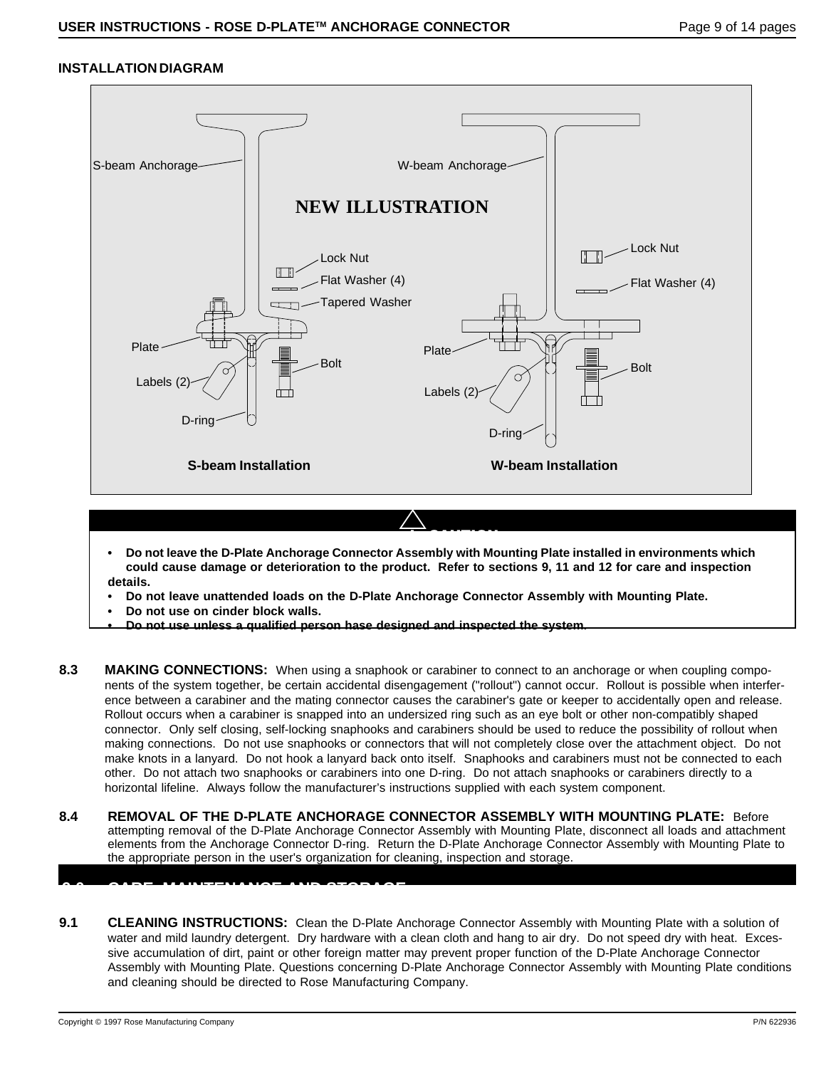## INSTALLATION DIAGRAM

S-beam Anchorage

W-beam Anchorage

**NEW ILLUSTRATION**

Lock Nut

Flat Washer (4)

Tapered Washer

Plate

Bolt

Labels (2)

D-ring

Lock Nut

Flat Washer (4)

Plate

Bolt

Labels (2)

D-ring

**S-beam Installation**

**W-beam Installation**

**CAUTION**

- **Do not leave the D-Plate Anchorage Connector Assembly with Mounting Plate installed in environments which could cause damage or deterioration to the product. Refer to sections 9, 11 and 12 for care and inspection details.**
- **Do not leave unattended loads on the D-Plate Anchorage Connector Assembly with Mounting Plate.**
- **Do not use on cinder block walls.**
- **Do not use unless a qualified person hase designed and inspected the system.**

**8.3 MAKING CONNECTIONS:** When using a snaphook or carabiner to connect to an anchorage or when coupling components of the system together, be certain accidental disengagement ("rollout") cannot occur. Rollout is possible when interference between a carabiner and the mating connector causes the carabiner's gate or keeper to accidentally open and release. Rollout occurs when a carabiner is snapped into an undersized ring such as an eye bolt or other non-compatibly shaped connector. Only self closing, self-locking snaphooks and carabiners should be used to reduce the possibility of rollout when making connections. Do not use snaphooks or connectors that will not completely close over the attachment object. Do not make knots in a lanyard. Do not hook a lanyard back onto itself. Snaphooks and carabiners must not be connected to each other. Do not attach two snaphooks or carabiners into one D-ring. Do not attach snaphooks or carabiners directly to a horizontal lifeline. Always follow the manufacturer's instructions supplied with each system component.

**8.4 REMOVAL OF THE D-PLATE ANCHORAGE CONNECTOR ASSEMBLY WITH MOUNTING PLATE:** Before attempting removal of the D-Plate Anchorage Connector Assembly with Mounting Plate, disconnect all loads and attachment elements from the Anchorage Connector D-ring. Return the D-Plate Anchorage Connector Assembly with Mounting Plate to the appropriate person in the user's organization for cleaning, inspection and storage.

## 9.0 CARE, MAINTENANCE AND STORAGE

**9.1 CLEANING INSTRUCTIONS:** Clean the D-Plate Anchorage Connector Assembly with Mounting Plate with a solution of water and mild laundry detergent. Dry hardware with a clean cloth and hang to air dry. Do not speed dry with heat. Excessive accumulation of dirt, paint or other foreign matter may prevent proper function of the D-Plate Anchorage Connector Assembly with Mounting Plate. Questions concerning D-Plate Anchorage Connector Assembly with Mounting Plate conditions and cleaning should be directed to Rose Manufacturing Company.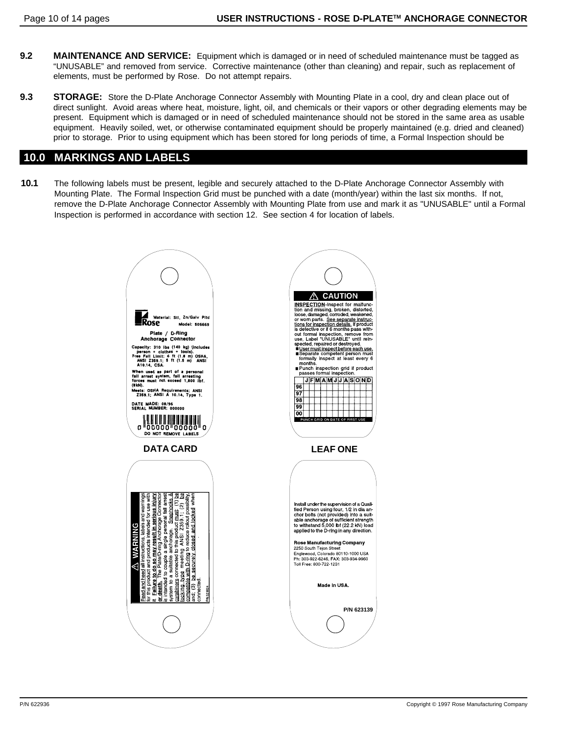**9.2 MAINTENANCE AND SERVICE:** Equipment which is damaged or in need of scheduled maintenance must be tagged as "UNUSABLE" and removed from service. Corrective maintenance (other than cleaning) and repair, such as replacement of elements, must be performed by Rose. Do not attempt repairs.

**9.3 STORAGE:** Store the D-Plate Anchorage Connector Assembly with Mounting Plate in a cool, dry and clean place out of direct sunlight. Avoid areas where heat, moisture, light, oil, and chemicals or their vapors or other degrading elements may be present. Equipment which is damaged or in need of scheduled maintenance should not be stored in the same area as usable equipment. Heavily soiled, wet, or otherwise contaminated equipment should be properly maintained (e.g. dried and cleaned) prior to storage. Prior to using equipment which has been stored for long periods of time, a Formal Inspection should be

## 10.0 MARKINGS AND LABELS

**10.1** The following labels must be present, legible and securely attached to the D-Plate Anchorage Connector Assembly with Mounting Plate. The Formal Inspection Grid must be punched with a date (month/year) within the last six months. If not, remove the D-Plate Anchorage Connector Assembly with Mounting Plate from use and mark it as "UNUSABLE" until a Formal Inspection is performed in accordance with section 12. See section 4 for location of labels.

Rose

Material: Stl, Zn/Galv Pltd

Model: 506669

Plate / D-Ring Anchorage Connector

Capacity: 310 lbs (140 kg) (includes person + clothes + tools).
Free Fall Limit: 6 ft (1.8 m) OSHA, ANSI Z359.1; 5 ft (1.5 m) ANSI A10.14, CSA.

When used as part of a personal fall arrest system, fall arresting forces must not exceed 1,800 lbf. (8kN).

Meets: OSHA Requirements; ANSI Z359.1; ANSI A 10.14, Type 1.

DATE MADE: 08/96
SERIAL NUMBER: 000000

0 00000 00000 0

DO NOT REMOVE LABELS

**DATA CARD**

⚠ CAUTION

INSPECTION-Inspect for malfunction and missing, broken, distorted, loose, damaged, corroded, weakened, or worn parts. See separate instructions for inspection details. If product is defective or if 6 months pass without formal inspection, remove from use, Label "UNUSABLE" until reinspected, repaired or destroyed.

- User must inspect before each use.
- Separate competent person must formally inspect at least every 6 months.
- Punch inspection grid if product passes formal inspection.

| | J | F | M | A | M | J | J | A | S | O | N | D |
|---|---|---|---|---|---|---|---|---|---|---|---|---|
| 96 | | | | | | | | | | | | |
| 97 | | | | | | | | | | | | |
| 98 | | | | | | | | | | | | |
| 99 | | | | | | | | | | | | |
| 00 | | | | | | | | | | | | |

PUNCH GRID ON DATE OF FIRST USE

**LEAF ONE**

⚠ WARNING

Read and heed all instructions, labels and warnings for this product and products intended for use with it. Failure to do so may result in serious injury or death. The Plate/D-ring Anchorage Connector is intended to couple a single personal fall arrest system to a suitable anchorage. Snaphooks & carabiners connected to this product must: (1) be locking type meeting ANSI Z359.1; (2) be compatible with D-ring to reduce rollout possibility, and; (3) be securely closed and locked when connected.

P/N 624564

Install under the supervision of a Qualified Person using four, 1/2 in dia anchor bolts (not provided) into a suitable anchorage of sufficient strength to withstand 5,000 lbf (22.2 kN) load applied to the D-ring in any direction.

**Rose Manufacturing Company**
2250 South Tejon Street
Englewood, Colorado 80110-1000 USA
Ph: 303-922-6246, FAX: 303-934-9960
Toll Free: 800-722-1231

Made in USA.

P/N 623139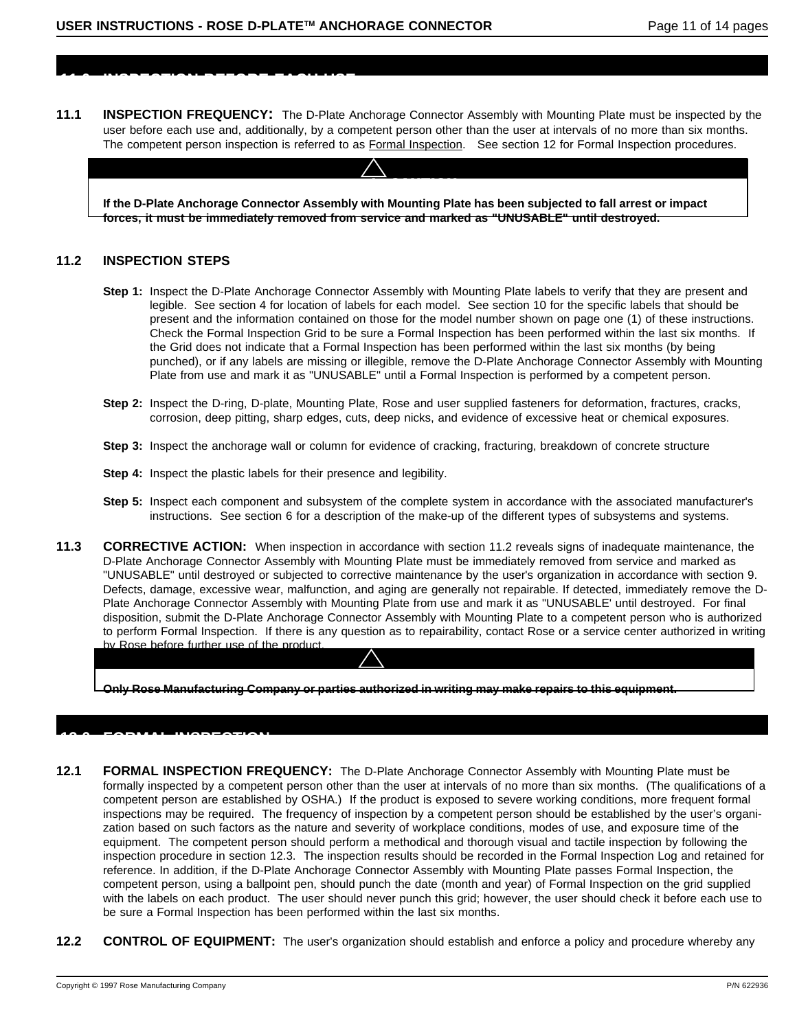## 11.0 INSPECTION BEFORE EACH USE

**11.1 INSPECTION FREQUENCY:** The D-Plate Anchorage Connector Assembly with Mounting Plate must be inspected by the user before each use and, additionally, by a competent person other than the user at intervals of no more than six months. The competent person inspection is referred to as Formal Inspection. See section 12 for Formal Inspection procedures.

> **⚠ CAUTION**
>
> **If the D-Plate Anchorage Connector Assembly with Mounting Plate has been subjected to fall arrest or impact forces, it must be immediately removed from service and marked as "UNUSABLE" until destroyed.**

### 11.2 INSPECTION STEPS

**Step 1:** Inspect the D-Plate Anchorage Connector Assembly with Mounting Plate labels to verify that they are present and legible. See section 4 for location of labels for each model. See section 10 for the specific labels that should be present and the information contained on those for the model number shown on page one (1) of these instructions. Check the Formal Inspection Grid to be sure a Formal Inspection has been performed within the last six months. If the Grid does not indicate that a Formal Inspection has been performed within the last six months (by being punched), or if any labels are missing or illegible, remove the D-Plate Anchorage Connector Assembly with Mounting Plate from use and mark it as "UNUSABLE" until a Formal Inspection is performed by a competent person.

**Step 2:** Inspect the D-ring, D-plate, Mounting Plate, Rose and user supplied fasteners for deformation, fractures, cracks, corrosion, deep pitting, sharp edges, cuts, deep nicks, and evidence of excessive heat or chemical exposures.

**Step 3:** Inspect the anchorage wall or column for evidence of cracking, fracturing, breakdown of concrete structure

**Step 4:** Inspect the plastic labels for their presence and legibility.

**Step 5:** Inspect each component and subsystem of the complete system in accordance with the associated manufacturer's instructions. See section 6 for a description of the make-up of the different types of subsystems and systems.

**11.3 CORRECTIVE ACTION:** When inspection in accordance with section 11.2 reveals signs of inadequate maintenance, the D-Plate Anchorage Connector Assembly with Mounting Plate must be immediately removed from service and marked as "UNUSABLE" until destroyed or subjected to corrective maintenance by the user's organization in accordance with section 9. Defects, damage, excessive wear, malfunction, and aging are generally not repairable. If detected, immediately remove the D-Plate Anchorage Connector Assembly with Mounting Plate from use and mark it as "UNUSABLE' until destroyed. For final disposition, submit the D-Plate Anchorage Connector Assembly with Mounting Plate to a competent person who is authorized to perform Formal Inspection. If there is any question as to repairability, contact Rose or a service center authorized in writing by Rose before further use of the product.

> **⚠ CAUTION**
>
> **Only Rose Manufacturing Company or parties authorized in writing may make repairs to this equipment.**

## 12.0 FORMAL INSPECTION

**12.1 FORMAL INSPECTION FREQUENCY:** The D-Plate Anchorage Connector Assembly with Mounting Plate must be formally inspected by a competent person other than the user at intervals of no more than six months. (The qualifications of a competent person are established by OSHA.) If the product is exposed to severe working conditions, more frequent formal inspections may be required. The frequency of inspection by a competent person should be established by the user's organization based on such factors as the nature and severity of workplace conditions, modes of use, and exposure time of the equipment. The competent person should perform a methodical and thorough visual and tactile inspection by following the inspection procedure in section 12.3. The inspection results should be recorded in the Formal Inspection Log and retained for reference. In addition, if the D-Plate Anchorage Connector Assembly with Mounting Plate passes Formal Inspection, the competent person, using a ballpoint pen, should punch the date (month and year) of Formal Inspection on the grid supplied with the labels on each product. The user should never punch this grid; however, the user should check it before each use to be sure a Formal Inspection has been performed within the last six months.

**12.2 CONTROL OF EQUIPMENT:** The user's organization should establish and enforce a policy and procedure whereby any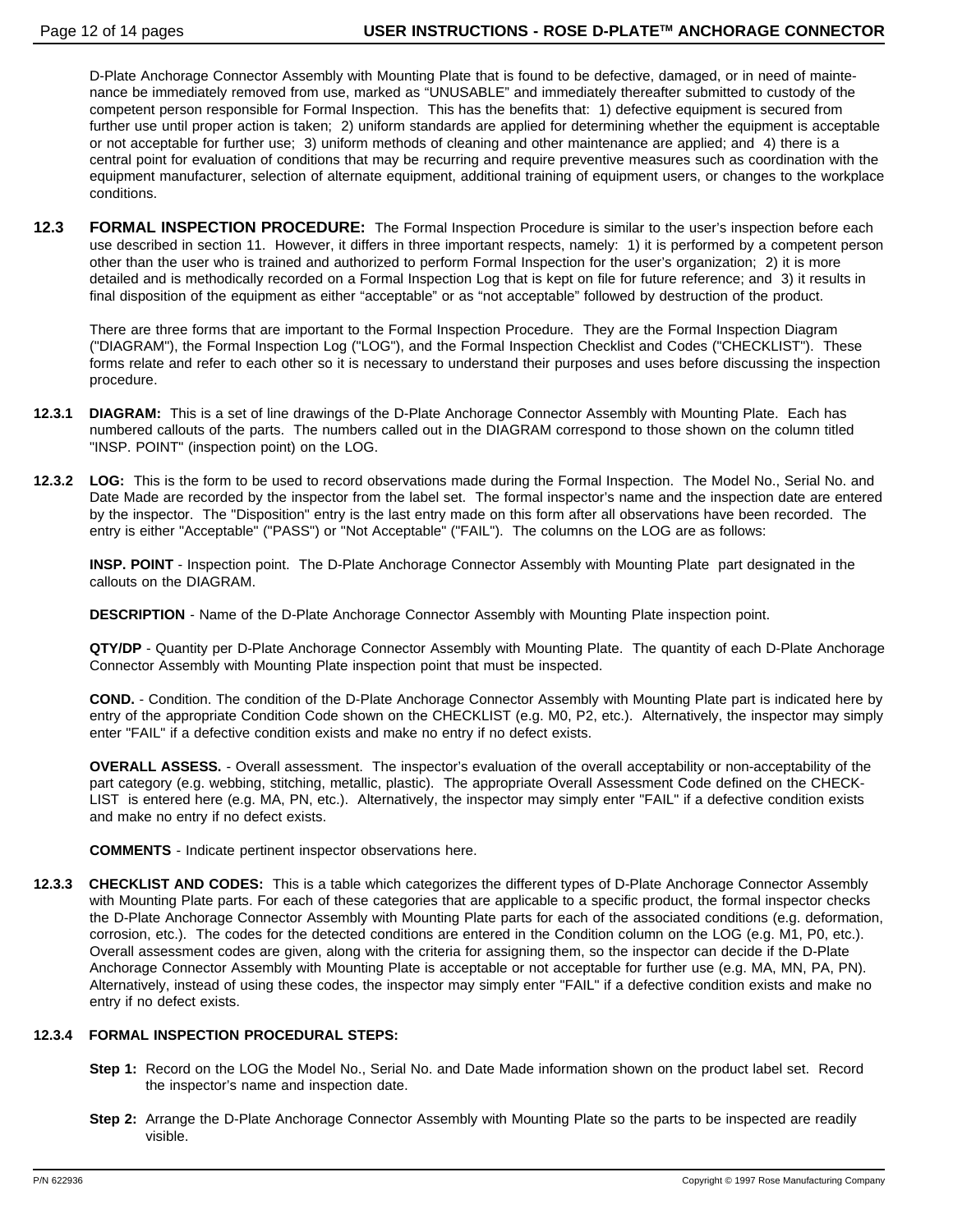D-Plate Anchorage Connector Assembly with Mounting Plate that is found to be defective, damaged, or in need of maintenance be immediately removed from use, marked as "UNUSABLE" and immediately thereafter submitted to custody of the competent person responsible for Formal Inspection. This has the benefits that: 1) defective equipment is secured from further use until proper action is taken; 2) uniform standards are applied for determining whether the equipment is acceptable or not acceptable for further use; 3) uniform methods of cleaning and other maintenance are applied; and 4) there is a central point for evaluation of conditions that may be recurring and require preventive measures such as coordination with the equipment manufacturer, selection of alternate equipment, additional training of equipment users, or changes to the workplace conditions.

**12.3 FORMAL INSPECTION PROCEDURE:** The Formal Inspection Procedure is similar to the user's inspection before each use described in section 11. However, it differs in three important respects, namely: 1) it is performed by a competent person other than the user who is trained and authorized to perform Formal Inspection for the user's organization; 2) it is more detailed and is methodically recorded on a Formal Inspection Log that is kept on file for future reference; and 3) it results in final disposition of the equipment as either "acceptable" or as "not acceptable" followed by destruction of the product.

There are three forms that are important to the Formal Inspection Procedure. They are the Formal Inspection Diagram ("DIAGRAM"), the Formal Inspection Log ("LOG"), and the Formal Inspection Checklist and Codes ("CHECKLIST"). These forms relate and refer to each other so it is necessary to understand their purposes and uses before discussing the inspection procedure.

**12.3.1 DIAGRAM:** This is a set of line drawings of the D-Plate Anchorage Connector Assembly with Mounting Plate. Each has numbered callouts of the parts. The numbers called out in the DIAGRAM correspond to those shown on the column titled "INSP. POINT" (inspection point) on the LOG.

**12.3.2 LOG:** This is the form to be used to record observations made during the Formal Inspection. The Model No., Serial No. and Date Made are recorded by the inspector from the label set. The formal inspector's name and the inspection date are entered by the inspector. The "Disposition" entry is the last entry made on this form after all observations have been recorded. The entry is either "Acceptable" ("PASS") or "Not Acceptable" ("FAIL"). The columns on the LOG are as follows:

**INSP. POINT** - Inspection point. The D-Plate Anchorage Connector Assembly with Mounting Plate part designated in the callouts on the DIAGRAM.

**DESCRIPTION** - Name of the D-Plate Anchorage Connector Assembly with Mounting Plate inspection point.

**QTY/DP** - Quantity per D-Plate Anchorage Connector Assembly with Mounting Plate. The quantity of each D-Plate Anchorage Connector Assembly with Mounting Plate inspection point that must be inspected.

**COND.** - Condition. The condition of the D-Plate Anchorage Connector Assembly with Mounting Plate part is indicated here by entry of the appropriate Condition Code shown on the CHECKLIST (e.g. M0, P2, etc.). Alternatively, the inspector may simply enter "FAIL" if a defective condition exists and make no entry if no defect exists.

**OVERALL ASSESS.** - Overall assessment. The inspector's evaluation of the overall acceptability or non-acceptability of the part category (e.g. webbing, stitching, metallic, plastic). The appropriate Overall Assessment Code defined on the CHECKLIST is entered here (e.g. MA, PN, etc.). Alternatively, the inspector may simply enter "FAIL" if a defective condition exists and make no entry if no defect exists.

**COMMENTS** - Indicate pertinent inspector observations here.

**12.3.3 CHECKLIST AND CODES:** This is a table which categorizes the different types of D-Plate Anchorage Connector Assembly with Mounting Plate parts. For each of these categories that are applicable to a specific product, the formal inspector checks the D-Plate Anchorage Connector Assembly with Mounting Plate parts for each of the associated conditions (e.g. deformation, corrosion, etc.). The codes for the detected conditions are entered in the Condition column on the LOG (e.g. M1, P0, etc.). Overall assessment codes are given, along with the criteria for assigning them, so the inspector can decide if the D-Plate Anchorage Connector Assembly with Mounting Plate is acceptable or not acceptable for further use (e.g. MA, MN, PA, PN). Alternatively, instead of using these codes, the inspector may simply enter "FAIL" if a defective condition exists and make no entry if no defect exists.

**12.3.4 FORMAL INSPECTION PROCEDURAL STEPS:**

**Step 1:** Record on the LOG the Model No., Serial No. and Date Made information shown on the product label set. Record the inspector's name and inspection date.

**Step 2:** Arrange the D-Plate Anchorage Connector Assembly with Mounting Plate so the parts to be inspected are readily visible.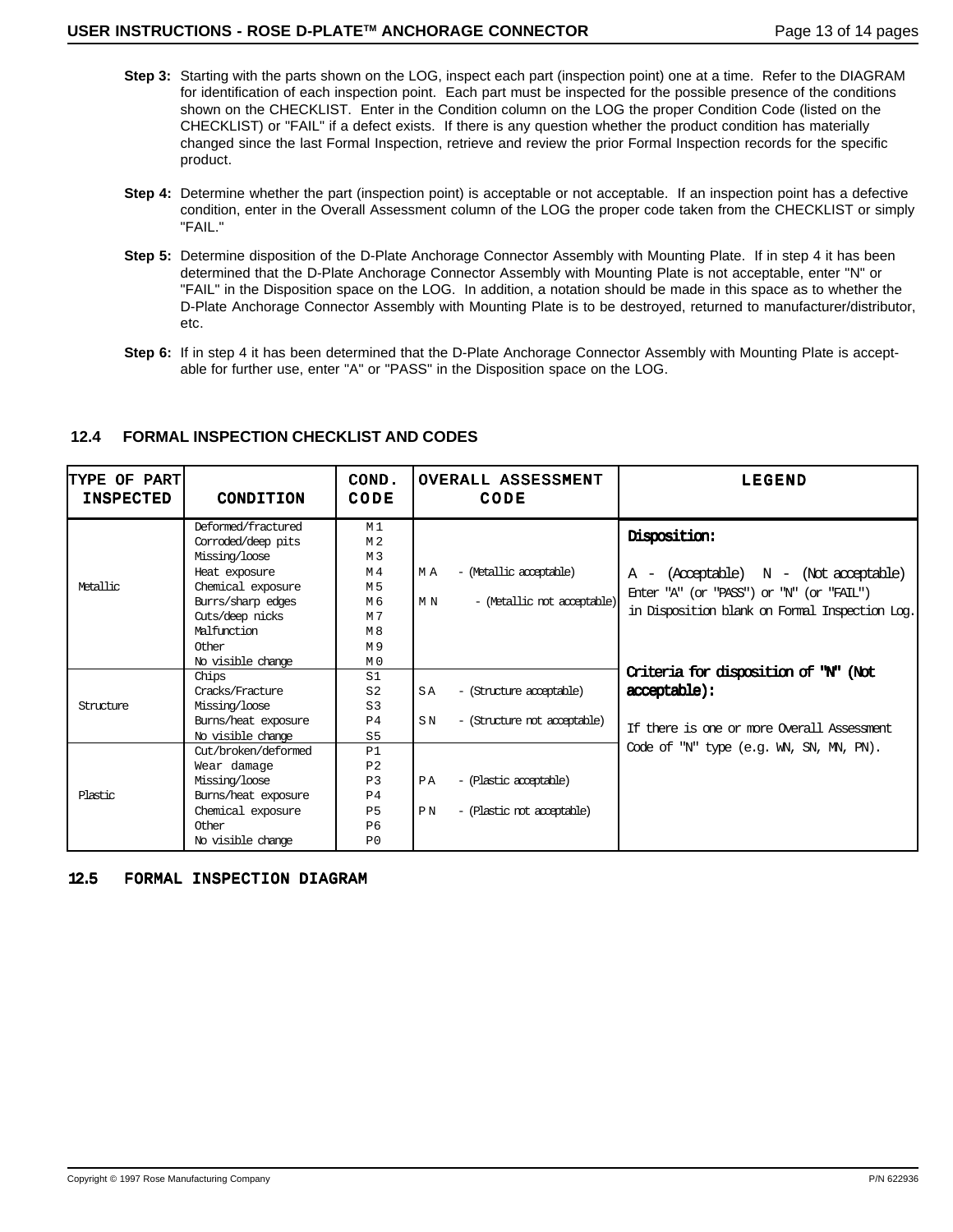**Step 3:** Starting with the parts shown on the LOG, inspect each part (inspection point) one at a time. Refer to the DIAGRAM for identification of each inspection point. Each part must be inspected for the possible presence of the conditions shown on the CHECKLIST. Enter in the Condition column on the LOG the proper Condition Code (listed on the CHECKLIST) or "FAIL" if a defect exists. If there is any question whether the product condition has materially changed since the last Formal Inspection, retrieve and review the prior Formal Inspection records for the specific product.

**Step 4:** Determine whether the part (inspection point) is acceptable or not acceptable. If an inspection point has a defective condition, enter in the Overall Assessment column of the LOG the proper code taken from the CHECKLIST or simply "FAIL."

**Step 5:** Determine disposition of the D-Plate Anchorage Connector Assembly with Mounting Plate. If in step 4 it has been determined that the D-Plate Anchorage Connector Assembly with Mounting Plate is not acceptable, enter "N" or "FAIL" in the Disposition space on the LOG. In addition, a notation should be made in this space as to whether the D-Plate Anchorage Connector Assembly with Mounting Plate is to be destroyed, returned to manufacturer/distributor, etc.

**Step 6:** If in step 4 it has been determined that the D-Plate Anchorage Connector Assembly with Mounting Plate is acceptable for further use, enter "A" or "PASS" in the Disposition space on the LOG.

## 12.4 FORMAL INSPECTION CHECKLIST AND CODES

| TYPE OF PART INSPECTED | CONDITION | COND. CODE | OVERALL ASSESSMENT CODE | LEGEND |
|---|---|---|---|---|
| Metallic | Deformed/fractured<br>Corroded/deep pits<br>Missing/loose<br>Heat exposure<br>Chemical exposure<br>Burrs/sharp edges<br>Cuts/deep nicks<br>Malfunction<br>Other<br>No visible change | M1<br>M2<br>M3<br>M4<br>M5<br>M6<br>M7<br>M8<br>M9<br>M0 | MA - (Metallic acceptable)<br>MN - (Metallic not acceptable) | **Disposition:**<br>A - (Acceptable) N - (Not acceptable)<br>Enter "A" (or "PASS") or "N" (or "FAIL") in Disposition blank on Formal Inspection Log.<br><br>**Criteria for disposition of "N" (Not acceptable):**<br>If there is one or more Overall Assessment Code of "N" type (e.g. WN, SN, MN, PN). |
| Structure | Chips<br>Cracks/Fracture<br>Missing/loose<br>Burns/heat exposure<br>No visible change | S1<br>S2<br>S3<br>P4<br>S5 | SA - (Structure acceptable)<br>SN - (Structure not acceptable) | |
| Plastic | Cut/broken/deformed<br>Wear damage<br>Missing/loose<br>Burns/heat exposure<br>Chemical exposure<br>Other<br>No visible change | P1<br>P2<br>P3<br>P4<br>P5<br>P6<br>P0 | PA - (Plastic acceptable)<br>PN - (Plastic not acceptable) | |

## 12.5 FORMAL INSPECTION DIAGRAM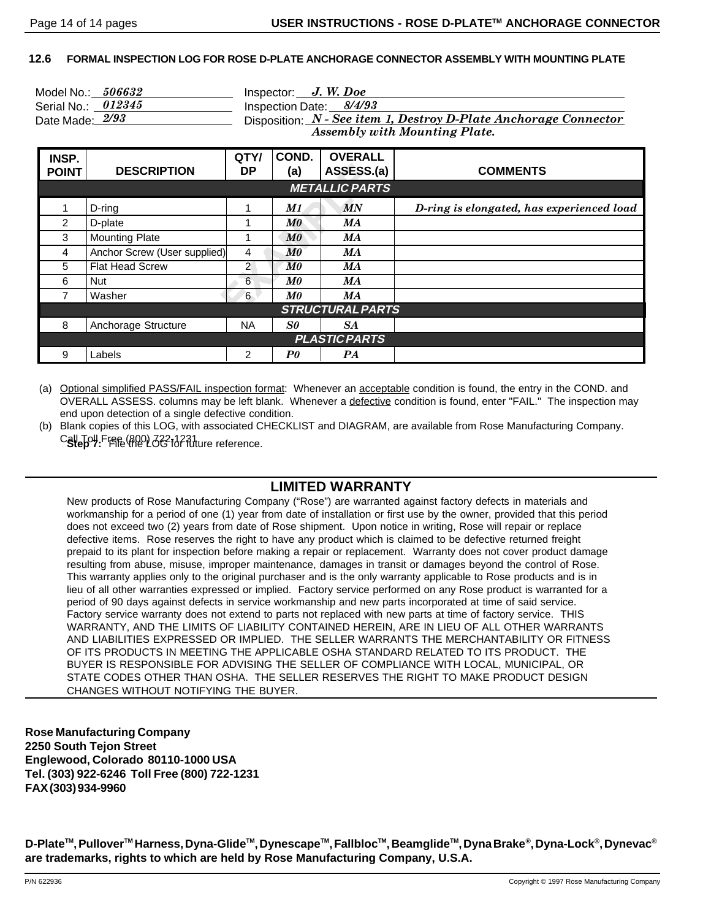### 12.6 FORMAL INSPECTION LOG FOR ROSE D-PLATE ANCHORAGE CONNECTOR ASSEMBLY WITH MOUNTING PLATE

Model No.: *506632*
Serial No.: *012345*
Date Made: *2/93*

Inspector: *J. W. Doe*
Inspection Date: *8/4/93*
Disposition: *N - See item 1, Destroy D-Plate Anchorage Connector Assembly with Mounting Plate.*

| INSP. POINT | DESCRIPTION | QTY/ DP | COND. (a) | OVERALL ASSESS.(a) | COMMENTS |
|---|---|---|---|---|---|
| | | | **METALLIC PARTS** | | |
| 1 | D-ring | 1 | *M1* | *MN* | *D-ring is elongated, has experienced load* |
| 2 | D-plate | 1 | *M0* | *MA* | |
| 3 | Mounting Plate | 1 | *M0* | *MA* | |
| 4 | Anchor Screw (User supplied) | 4 | *M0* | *MA* | |
| 5 | Flat Head Screw | 2 | *M0* | *MA* | |
| 6 | Nut | 6 | *M0* | *MA* | |
| 7 | Washer | 6 | *M0* | *MA* | |
| | | | **STRUCTURAL PARTS** | | |
| 8 | Anchorage Structure | NA | *S0* | *SA* | |
| | | | **PLASTIC PARTS** | | |
| 9 | Labels | 2 | *P0* | *PA* | |

(a) Optional simplified PASS/FAIL inspection format: Whenever an acceptable condition is found, the entry in the COND. and OVERALL ASSESS. columns may be left blank. Whenever a defective condition is found, enter "FAIL." The inspection may end upon detection of a single defective condition.

(b) Blank copies of this LOG, with associated CHECKLIST and DIAGRAM, are available from Rose Manufacturing Company. Call Toll Free (800) 722-1231.

**Step 7:** File the LOG for future reference.

## LIMITED WARRANTY

New products of Rose Manufacturing Company ("Rose") are warranted against factory defects in materials and workmanship for a period of one (1) year from date of installation or first use by the owner, provided that this period does not exceed two (2) years from date of Rose shipment. Upon notice in writing, Rose will repair or replace defective items. Rose reserves the right to have any product which is claimed to be defective returned freight prepaid to its plant for inspection before making a repair or replacement. Warranty does not cover product damage resulting from abuse, misuse, improper maintenance, damages in transit or damages beyond the control of Rose. This warranty applies only to the original purchaser and is the only warranty applicable to Rose products and is in lieu of all other warranties expressed or implied. Factory service performed on any Rose product is warranted for a period of 90 days against defects in service workmanship and new parts incorporated at time of said service. Factory service warranty does not extend to parts not replaced with new parts at time of factory service. THIS WARRANTY, AND THE LIMITS OF LIABILITY CONTAINED HEREIN, ARE IN LIEU OF ALL OTHER WARRANTS AND LIABILITIES EXPRESSED OR IMPLIED. THE SELLER WARRANTS THE MERCHANTABILITY OR FITNESS OF ITS PRODUCTS IN MEETING THE APPLICABLE OSHA STANDARD RELATED TO ITS PRODUCT. THE BUYER IS RESPONSIBLE FOR ADVISING THE SELLER OF COMPLIANCE WITH LOCAL, MUNICIPAL, OR STATE CODES OTHER THAN OSHA. THE SELLER RESERVES THE RIGHT TO MAKE PRODUCT DESIGN CHANGES WITHOUT NOTIFYING THE BUYER.

**Rose Manufacturing Company**
**2250 South Tejon Street**
**Englewood, Colorado 80110-1000 USA**
**Tel. (303) 922-6246 Toll Free (800) 722-1231**
**FAX (303) 934-9960**

**D-Plate™, Pullover™ Harness, Dyna-Glide™, Dynescape™, Fallbloc™, Beamglide™, Dyna Brake®, Dyna-Lock®, Dynevac® are trademarks, rights to which are held by Rose Manufacturing Company, U.S.A.**

P/N 622936

Copyright © 1997 Rose Manufacturing Company